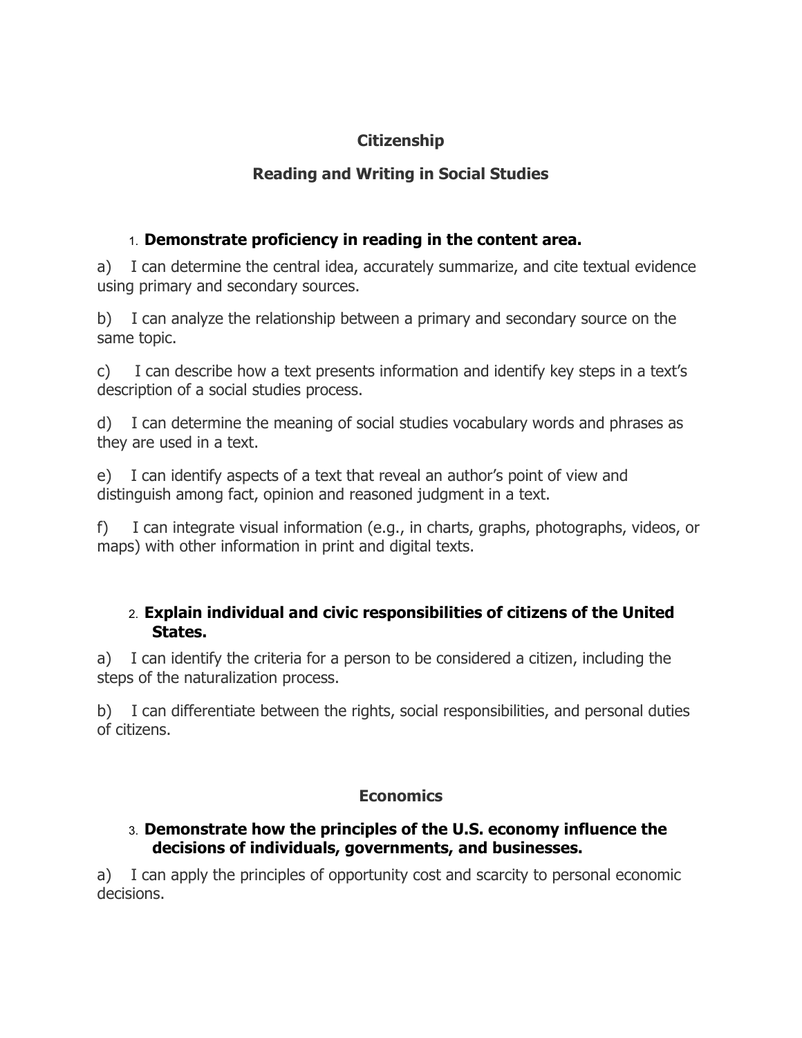## Citizenship

## Reading and Writing in Social Studies

1. **Demonstrate proficiency in reading in the content area.**

a) I can determine the central idea, accurately summarize, and cite textual evidence using primary and secondary sources.

b) I can analyze the relationship between a primary and secondary source on the same topic.

c) I can describe how a text presents information and identify key steps in a text's description of a social studies process.

d) I can determine the meaning of social studies vocabulary words and phrases as they are used in a text.

e) I can identify aspects of a text that reveal an author's point of view and distinguish among fact, opinion and reasoned judgment in a text.

f) I can integrate visual information (e.g., in charts, graphs, photographs, videos, or maps) with other information in print and digital texts.

2. **Explain individual and civic responsibilities of citizens of the United States.**

a) I can identify the criteria for a person to be considered a citizen, including the steps of the naturalization process.

b) I can differentiate between the rights, social responsibilities, and personal duties of citizens.

## Economics

3. **Demonstrate how the principles of the U.S. economy influence the decisions of individuals, governments, and businesses.**

a) I can apply the principles of opportunity cost and scarcity to personal economic decisions.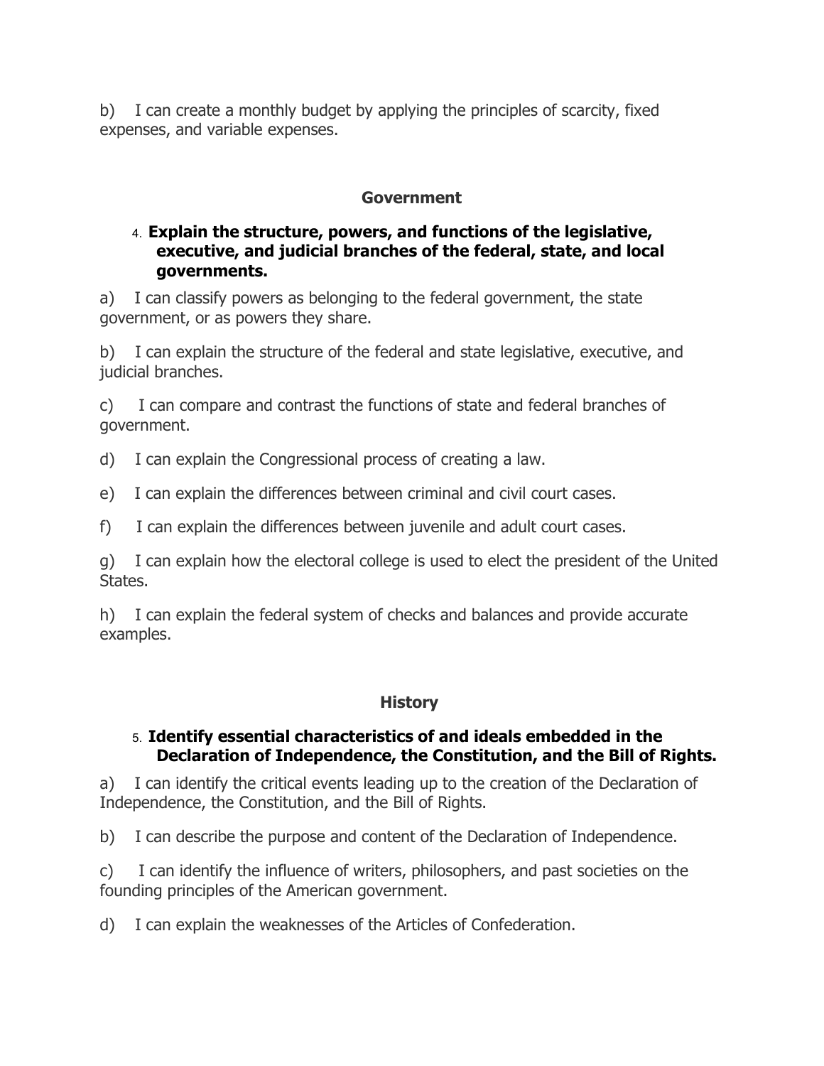b) I can create a monthly budget by applying the principles of scarcity, fixed expenses, and variable expenses.

## Government

4. **Explain the structure, powers, and functions of the legislative, executive, and judicial branches of the federal, state, and local governments.**

a) I can classify powers as belonging to the federal government, the state government, or as powers they share.

b) I can explain the structure of the federal and state legislative, executive, and judicial branches.

c) I can compare and contrast the functions of state and federal branches of government.

d) I can explain the Congressional process of creating a law.

e) I can explain the differences between criminal and civil court cases.

f) I can explain the differences between juvenile and adult court cases.

g) I can explain how the electoral college is used to elect the president of the United States.

h) I can explain the federal system of checks and balances and provide accurate examples.

## History

5. **Identify essential characteristics of and ideals embedded in the Declaration of Independence, the Constitution, and the Bill of Rights.**

a) I can identify the critical events leading up to the creation of the Declaration of Independence, the Constitution, and the Bill of Rights.

b) I can describe the purpose and content of the Declaration of Independence.

c) I can identify the influence of writers, philosophers, and past societies on the founding principles of the American government.

d) I can explain the weaknesses of the Articles of Confederation.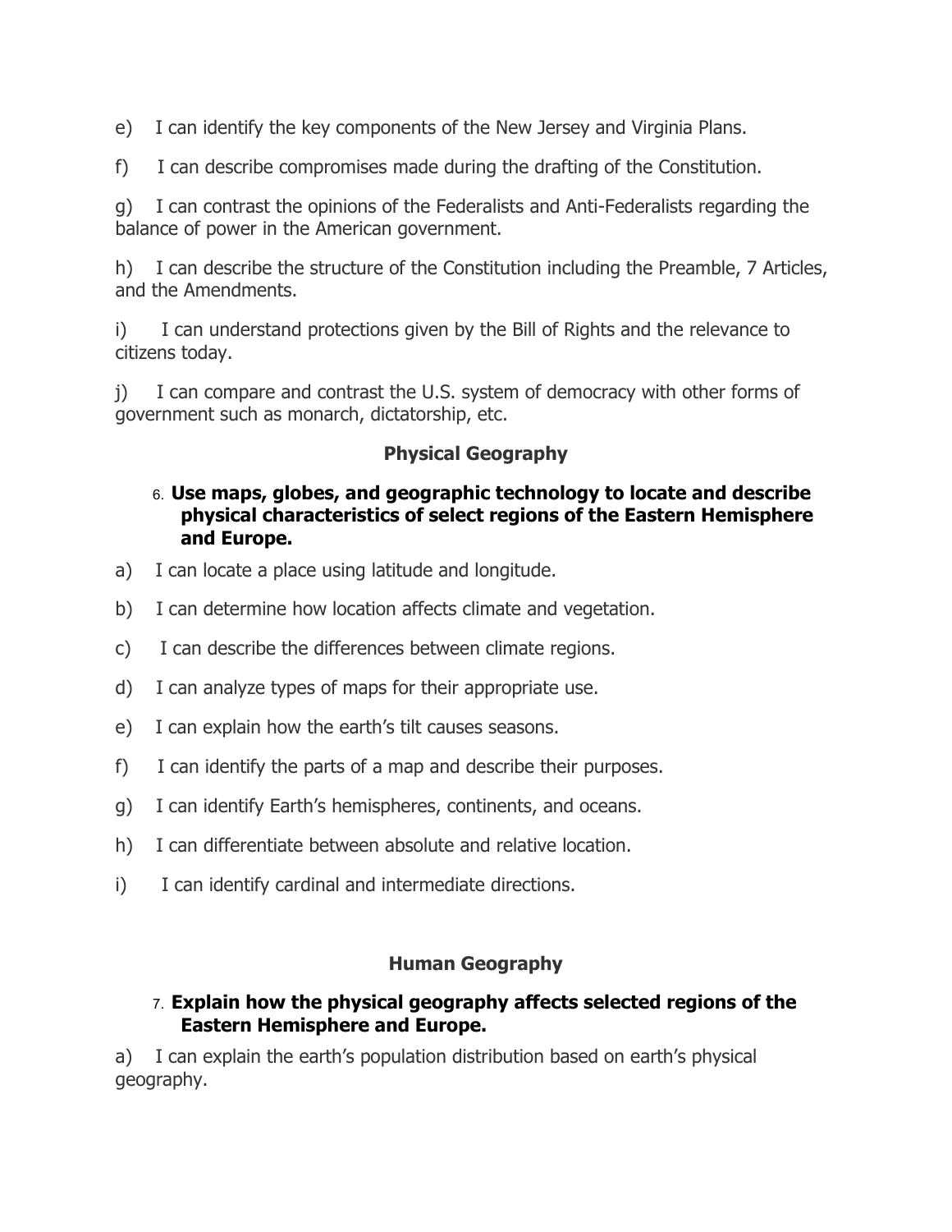e) I can identify the key components of the New Jersey and Virginia Plans.

f) I can describe compromises made during the drafting of the Constitution.

g) I can contrast the opinions of the Federalists and Anti-Federalists regarding the balance of power in the American government.

h) I can describe the structure of the Constitution including the Preamble, 7 Articles, and the Amendments.

i) I can understand protections given by the Bill of Rights and the relevance to citizens today.

j) I can compare and contrast the U.S. system of democracy with other forms of government such as monarch, dictatorship, etc.

## Physical Geography

6. **Use maps, globes, and geographic technology to locate and describe physical characteristics of select regions of the Eastern Hemisphere and Europe.**

a) I can locate a place using latitude and longitude.

b) I can determine how location affects climate and vegetation.

c) I can describe the differences between climate regions.

d) I can analyze types of maps for their appropriate use.

e) I can explain how the earth's tilt causes seasons.

f) I can identify the parts of a map and describe their purposes.

g) I can identify Earth's hemispheres, continents, and oceans.

h) I can differentiate between absolute and relative location.

i) I can identify cardinal and intermediate directions.

## Human Geography

7. **Explain how the physical geography affects selected regions of the Eastern Hemisphere and Europe.**

a) I can explain the earth's population distribution based on earth's physical geography.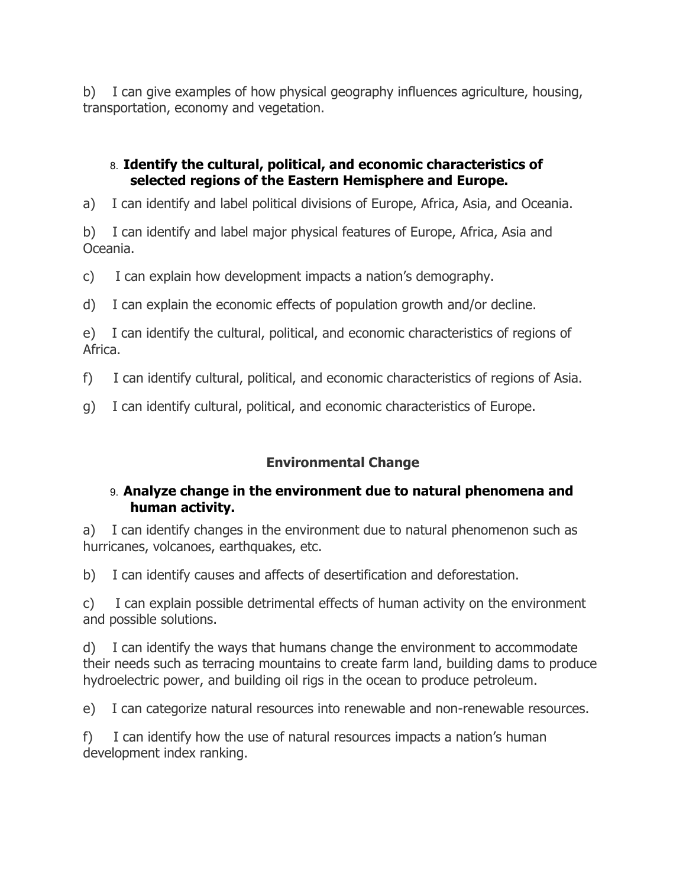b) I can give examples of how physical geography influences agriculture, housing, transportation, economy and vegetation.

8. **Identify the cultural, political, and economic characteristics of selected regions of the Eastern Hemisphere and Europe.**

a) I can identify and label political divisions of Europe, Africa, Asia, and Oceania.

b) I can identify and label major physical features of Europe, Africa, Asia and Oceania.

c) I can explain how development impacts a nation's demography.

d) I can explain the economic effects of population growth and/or decline.

e) I can identify the cultural, political, and economic characteristics of regions of Africa.

f) I can identify cultural, political, and economic characteristics of regions of Asia.

g) I can identify cultural, political, and economic characteristics of Europe.

## Environmental Change

9. **Analyze change in the environment due to natural phenomena and human activity.**

a) I can identify changes in the environment due to natural phenomenon such as hurricanes, volcanoes, earthquakes, etc.

b) I can identify causes and affects of desertification and deforestation.

c) I can explain possible detrimental effects of human activity on the environment and possible solutions.

d) I can identify the ways that humans change the environment to accommodate their needs such as terracing mountains to create farm land, building dams to produce hydroelectric power, and building oil rigs in the ocean to produce petroleum.

e) I can categorize natural resources into renewable and non-renewable resources.

f) I can identify how the use of natural resources impacts a nation's human development index ranking.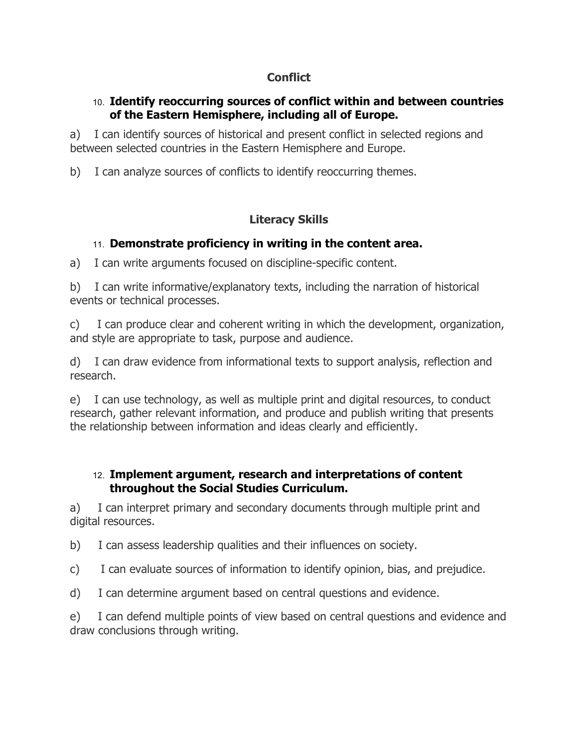## Conflict

10. **Identify reoccurring sources of conflict within and between countries of the Eastern Hemisphere, including all of Europe.**

a) I can identify sources of historical and present conflict in selected regions and between selected countries in the Eastern Hemisphere and Europe.

b) I can analyze sources of conflicts to identify reoccurring themes.

## Literacy Skills

11. **Demonstrate proficiency in writing in the content area.**

a) I can write arguments focused on discipline-specific content.

b) I can write informative/explanatory texts, including the narration of historical events or technical processes.

c) I can produce clear and coherent writing in which the development, organization, and style are appropriate to task, purpose and audience.

d) I can draw evidence from informational texts to support analysis, reflection and research.

e) I can use technology, as well as multiple print and digital resources, to conduct research, gather relevant information, and produce and publish writing that presents the relationship between information and ideas clearly and efficiently.

12. **Implement argument, research and interpretations of content throughout the Social Studies Curriculum.**

a) I can interpret primary and secondary documents through multiple print and digital resources.

b) I can assess leadership qualities and their influences on society.

c) I can evaluate sources of information to identify opinion, bias, and prejudice.

d) I can determine argument based on central questions and evidence.

e) I can defend multiple points of view based on central questions and evidence and draw conclusions through writing.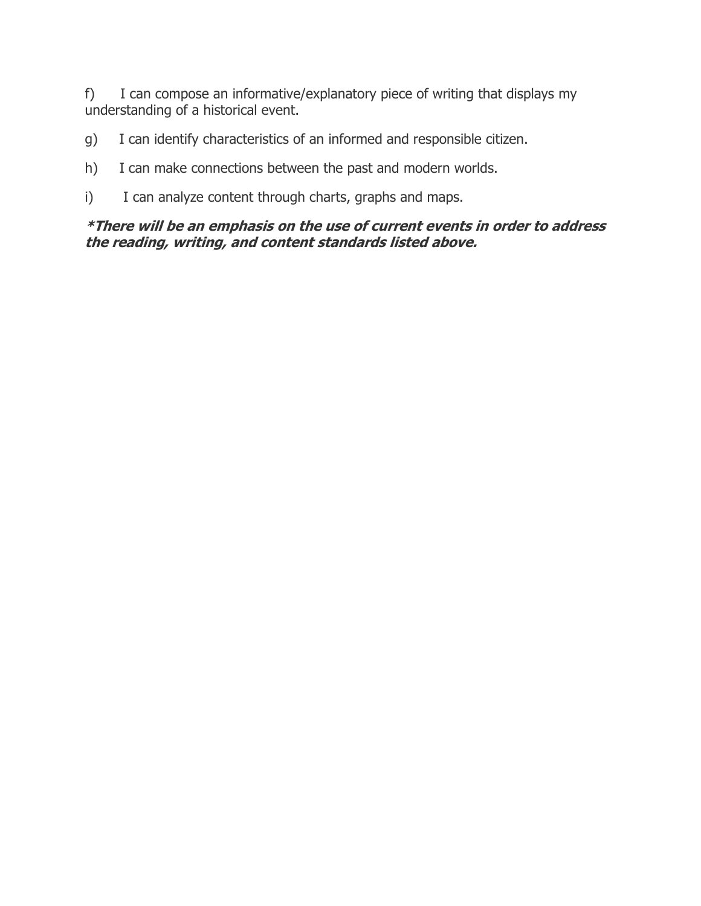f) I can compose an informative/explanatory piece of writing that displays my understanding of a historical event.

g) I can identify characteristics of an informed and responsible citizen.

h) I can make connections between the past and modern worlds.

i) I can analyze content through charts, graphs and maps.

***There will be an emphasis on the use of current events in order to address the reading, writing, and content standards listed above.***